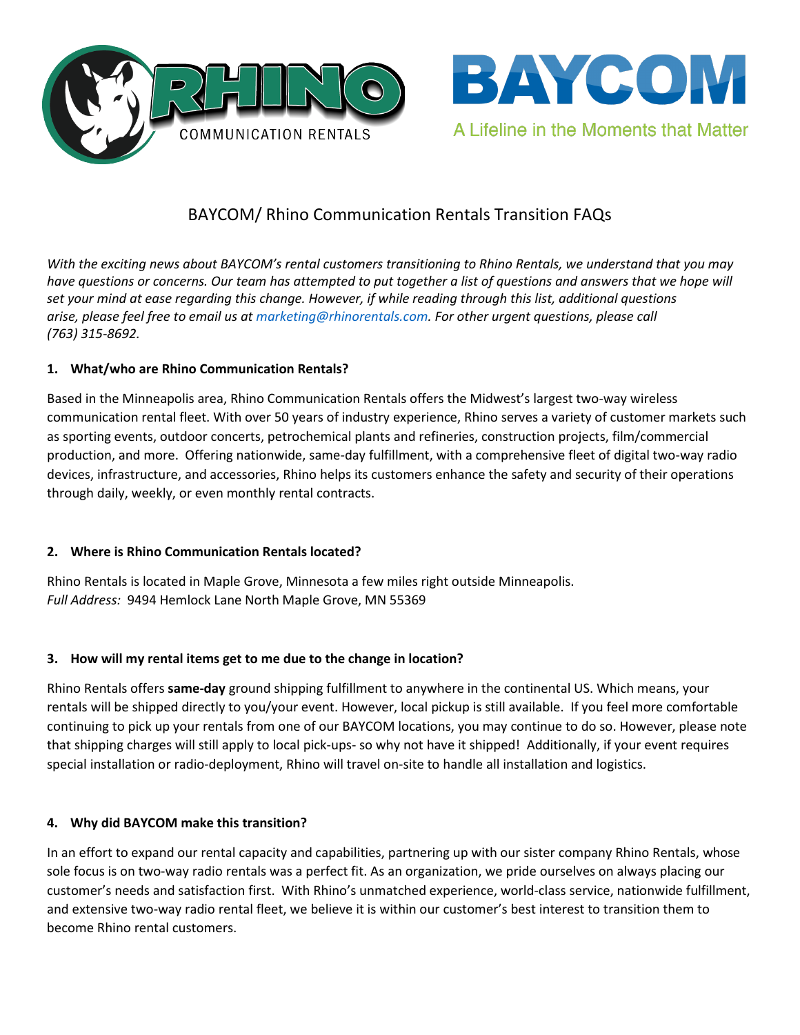# BAYCOM/ Rhino Communication Rentals Transition FAQs

*With the exciting news about BAYCOM's rental customers transitioning to Rhino Rentals, we understand that you may have questions or concerns. Our team has attempted to put together a list of questions and answers that we hope will set your mind at ease regarding this change. However, if while reading through this list, additional questions arise, please feel free to email us at marketing@rhinorentals.com. For other urgent questions, please call (763) 315-8692.*

**1. What/who are Rhino Communication Rentals?**

Based in the Minneapolis area, Rhino Communication Rentals offers the Midwest's largest two-way wireless communication rental fleet. With over 50 years of industry experience, Rhino serves a variety of customer markets such as sporting events, outdoor concerts, petrochemical plants and refineries, construction projects, film/commercial production, and more. Offering nationwide, same-day fulfillment, with a comprehensive fleet of digital two-way radio devices, infrastructure, and accessories, Rhino helps its customers enhance the safety and security of their operations through daily, weekly, or even monthly rental contracts.

**2. Where is Rhino Communication Rentals located?**

Rhino Rentals is located in Maple Grove, Minnesota a few miles right outside Minneapolis.
*Full Address:* 9494 Hemlock Lane North Maple Grove, MN 55369

**3. How will my rental items get to me due to the change in location?**

Rhino Rentals offers **same-day** ground shipping fulfillment to anywhere in the continental US. Which means, your rentals will be shipped directly to you/your event. However, local pickup is still available. If you feel more comfortable continuing to pick up your rentals from one of our BAYCOM locations, you may continue to do so. However, please note that shipping charges will still apply to local pick-ups- so why not have it shipped! Additionally, if your event requires special installation or radio-deployment, Rhino will travel on-site to handle all installation and logistics.

**4. Why did BAYCOM make this transition?**

In an effort to expand our rental capacity and capabilities, partnering up with our sister company Rhino Rentals, whose sole focus is on two-way radio rentals was a perfect fit. As an organization, we pride ourselves on always placing our customer's needs and satisfaction first. With Rhino's unmatched experience, world-class service, nationwide fulfillment, and extensive two-way radio rental fleet, we believe it is within our customer's best interest to transition them to become Rhino rental customers.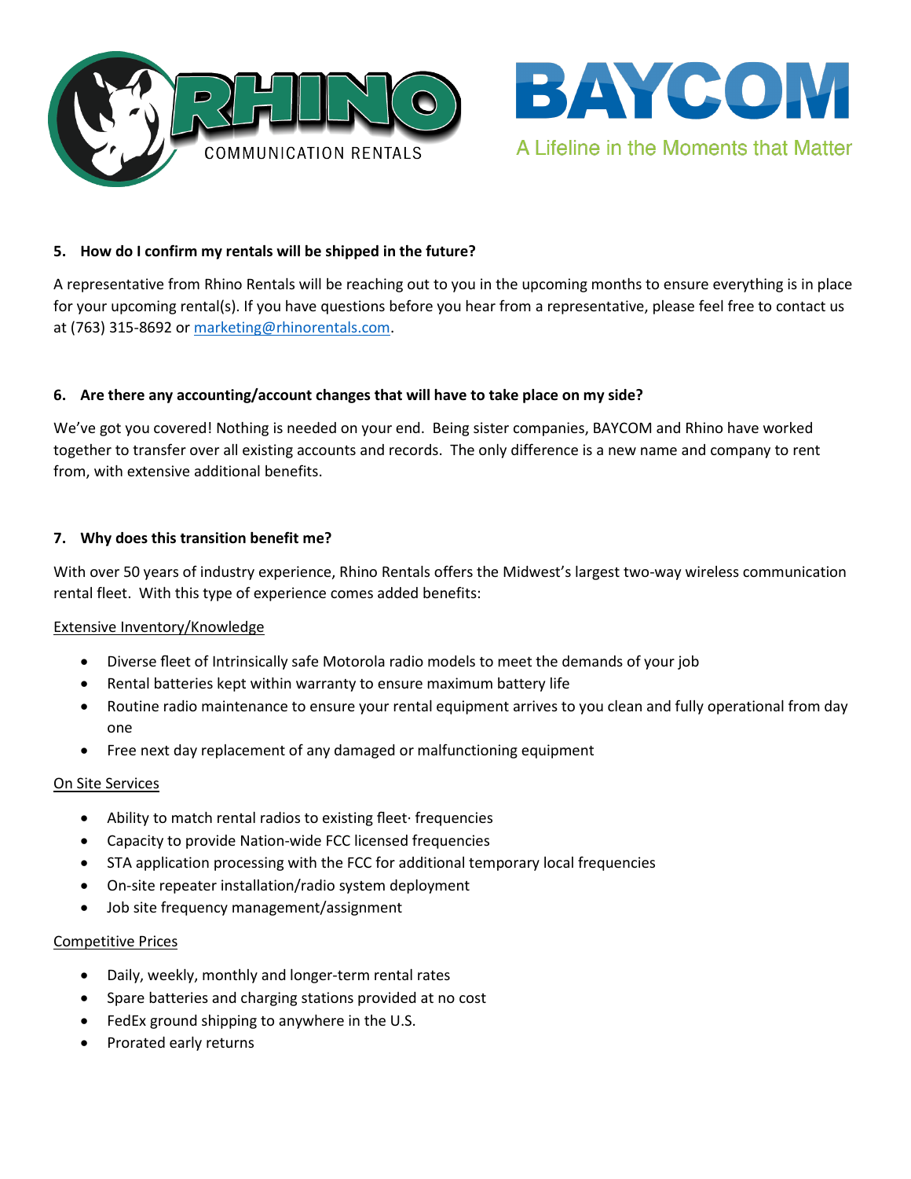**5. How do I confirm my rentals will be shipped in the future?**

A representative from Rhino Rentals will be reaching out to you in the upcoming months to ensure everything is in place for your upcoming rental(s). If you have questions before you hear from a representative, please feel free to contact us at (763) 315-8692 or marketing@rhinorentals.com.

**6. Are there any accounting/account changes that will have to take place on my side?**

We've got you covered! Nothing is needed on your end. Being sister companies, BAYCOM and Rhino have worked together to transfer over all existing accounts and records. The only difference is a new name and company to rent from, with extensive additional benefits.

**7. Why does this transition benefit me?**

With over 50 years of industry experience, Rhino Rentals offers the Midwest's largest two-way wireless communication rental fleet. With this type of experience comes added benefits:

<u>Extensive Inventory/Knowledge</u>

- Diverse fleet of Intrinsically safe Motorola radio models to meet the demands of your job
- Rental batteries kept within warranty to ensure maximum battery life
- Routine radio maintenance to ensure your rental equipment arrives to you clean and fully operational from day one
- Free next day replacement of any damaged or malfunctioning equipment

<u>On Site Services</u>

- Ability to match rental radios to existing fleet· frequencies
- Capacity to provide Nation-wide FCC licensed frequencies
- STA application processing with the FCC for additional temporary local frequencies
- On-site repeater installation/radio system deployment
- Job site frequency management/assignment

<u>Competitive Prices</u>

- Daily, weekly, monthly and longer-term rental rates
- Spare batteries and charging stations provided at no cost
- FedEx ground shipping to anywhere in the U.S.
- Prorated early returns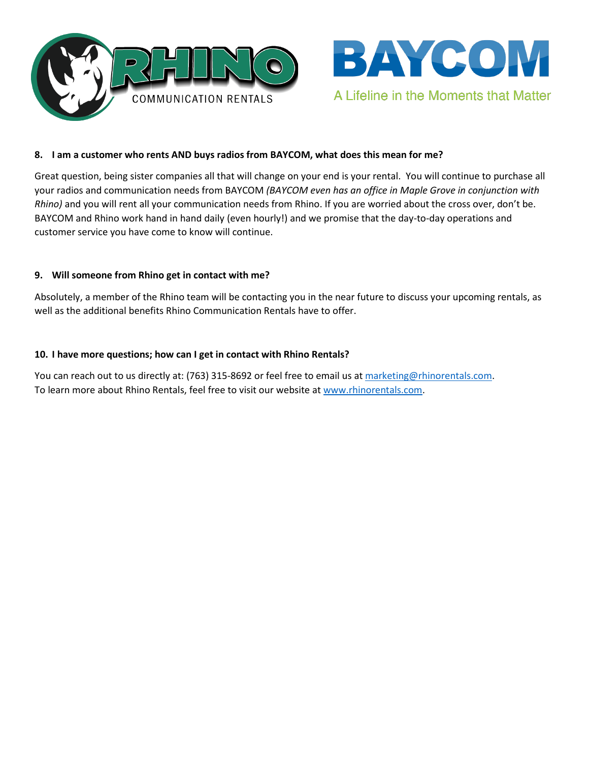**8. I am a customer who rents AND buys radios from BAYCOM, what does this mean for me?**

Great question, being sister companies all that will change on your end is your rental. You will continue to purchase all your radios and communication needs from BAYCOM *(BAYCOM even has an office in Maple Grove in conjunction with Rhino)* and you will rent all your communication needs from Rhino. If you are worried about the cross over, don't be. BAYCOM and Rhino work hand in hand daily (even hourly!) and we promise that the day-to-day operations and customer service you have come to know will continue.

**9. Will someone from Rhino get in contact with me?**

Absolutely, a member of the Rhino team will be contacting you in the near future to discuss your upcoming rentals, as well as the additional benefits Rhino Communication Rentals have to offer.

**10. I have more questions; how can I get in contact with Rhino Rentals?**

You can reach out to us directly at: (763) 315-8692 or feel free to email us at marketing@rhinorentals.com.
To learn more about Rhino Rentals, feel free to visit our website at www.rhinorentals.com.